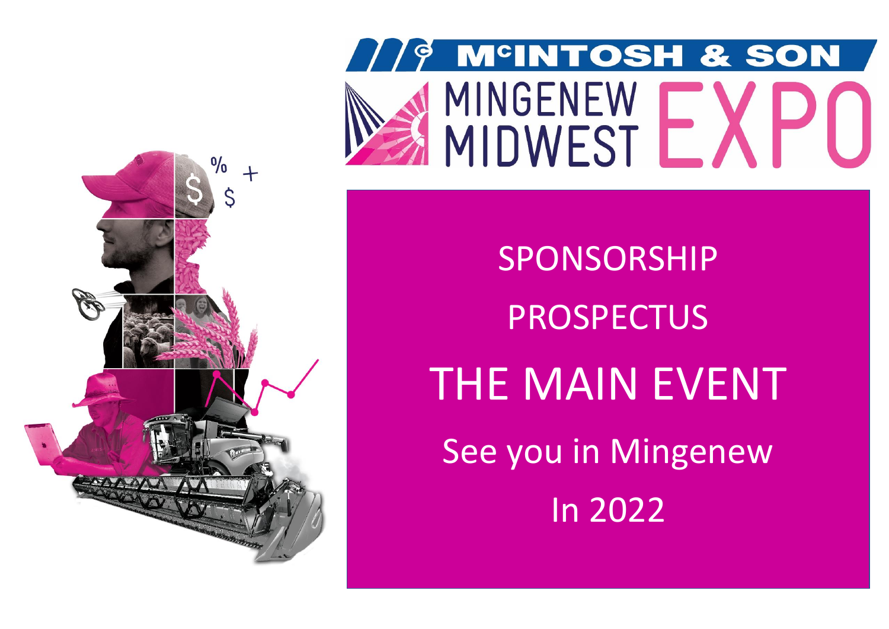# McINTOSH & SON MINGENEW MIDWEST EXPO

SPONSORSHIP

PROSPECTUS

# THE MAIN EVENT

See you in Mingenew

In 2022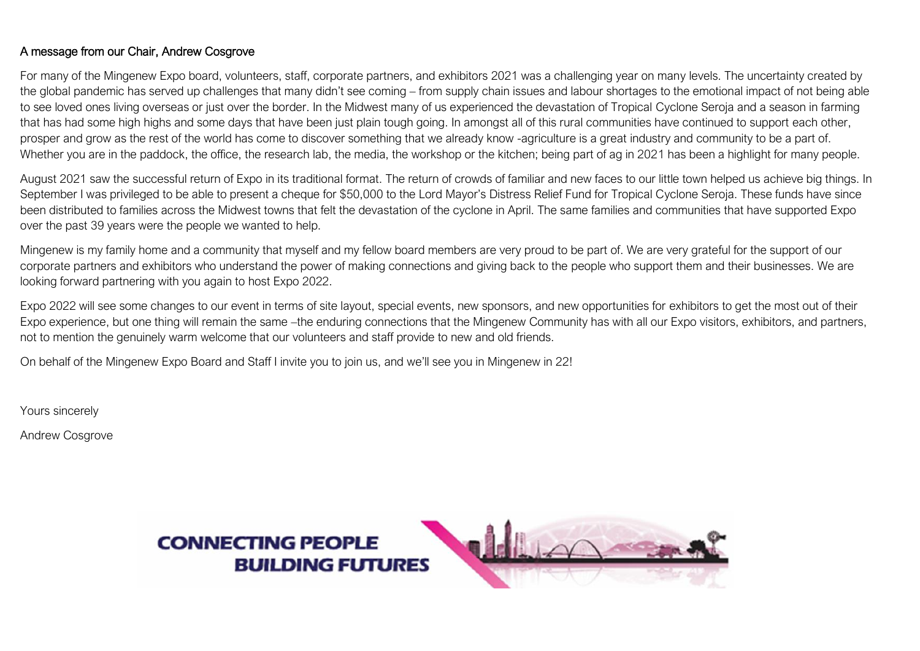## A message from our Chair, Andrew Cosgrove

For many of the Mingenew Expo board, volunteers, staff, corporate partners, and exhibitors 2021 was a challenging year on many levels. The uncertainty created by the global pandemic has served up challenges that many didn't see coming – from supply chain issues and labour shortages to the emotional impact of not being able to see loved ones living overseas or just over the border. In the Midwest many of us experienced the devastation of Tropical Cyclone Seroja and a season in farming that has had some high highs and some days that have been just plain tough going. In amongst all of this rural communities have continued to support each other, prosper and grow as the rest of the world has come to discover something that we already know -agriculture is a great industry and community to be a part of. Whether you are in the paddock, the office, the research lab, the media, the workshop or the kitchen; being part of ag in 2021 has been a highlight for many people.

August 2021 saw the successful return of Expo in its traditional format. The return of crowds of familiar and new faces to our little town helped us achieve big things. In September I was privileged to be able to present a cheque for $50,000 to the Lord Mayor's Distress Relief Fund for Tropical Cyclone Seroja. These funds have since been distributed to families across the Midwest towns that felt the devastation of the cyclone in April. The same families and communities that have supported Expo over the past 39 years were the people we wanted to help.

Mingenew is my family home and a community that myself and my fellow board members are very proud to be part of. We are very grateful for the support of our corporate partners and exhibitors who understand the power of making connections and giving back to the people who support them and their businesses. We are looking forward partnering with you again to host Expo 2022.

Expo 2022 will see some changes to our event in terms of site layout, special events, new sponsors, and new opportunities for exhibitors to get the most out of their Expo experience, but one thing will remain the same –the enduring connections that the Mingenew Community has with all our Expo visitors, exhibitors, and partners, not to mention the genuinely warm welcome that our volunteers and staff provide to new and old friends.

On behalf of the Mingenew Expo Board and Staff I invite you to join us, and we'll see you in Mingenew in 22!

Yours sincerely

Andrew Cosgrove

**CONNECTING PEOPLE**
**BUILDING FUTURES**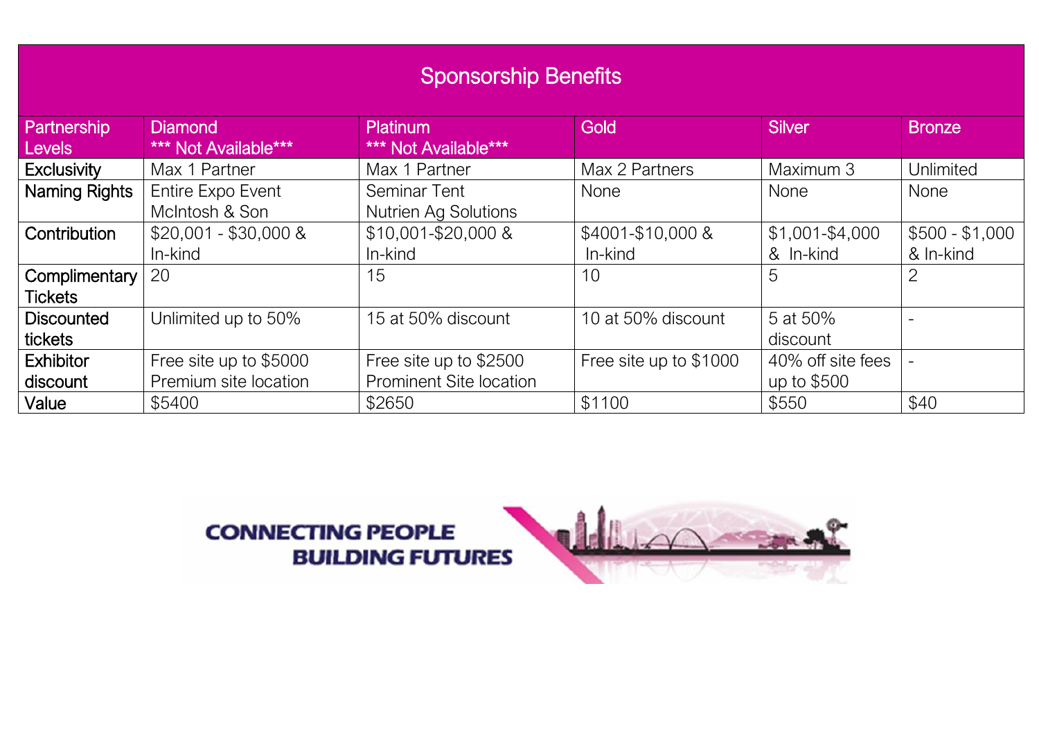| Sponsorship Benefits | | | | | |
|---|---|---|---|---|---|
| Partnership Levels | Diamond<br>*** Not Available*** | Platinum<br>*** Not Available*** | Gold | Silver | Bronze |
| Exclusivity | Max 1 Partner | Max 1 Partner | Max 2 Partners | Maximum 3 | Unlimited |
| Naming Rights | Entire Expo Event<br>McIntosh & Son | Seminar Tent<br>Nutrien Ag Solutions | None | None | None |
| Contribution | $20,001 - $30,000 & In-kind | $10,001-$20,000 & In-kind | $4001-$10,000 & In-kind | $1,001-$4,000 & In-kind | $500 - $1,000 & In-kind |
| Complimentary Tickets | 20 | 15 | 10 | 5 | 2 |
| Discounted tickets | Unlimited up to 50% | 15 at 50% discount | 10 at 50% discount | 5 at 50% discount | - |
| Exhibitor discount | Free site up to $5000<br>Premium site location | Free site up to $2500<br>Prominent Site location | Free site up to $1000 | 40% off site fees up to $500 | - |
| Value | $5400 | $2650 | $1100 | $550 | $40 |

CONNECTING PEOPLE
BUILDING FUTURES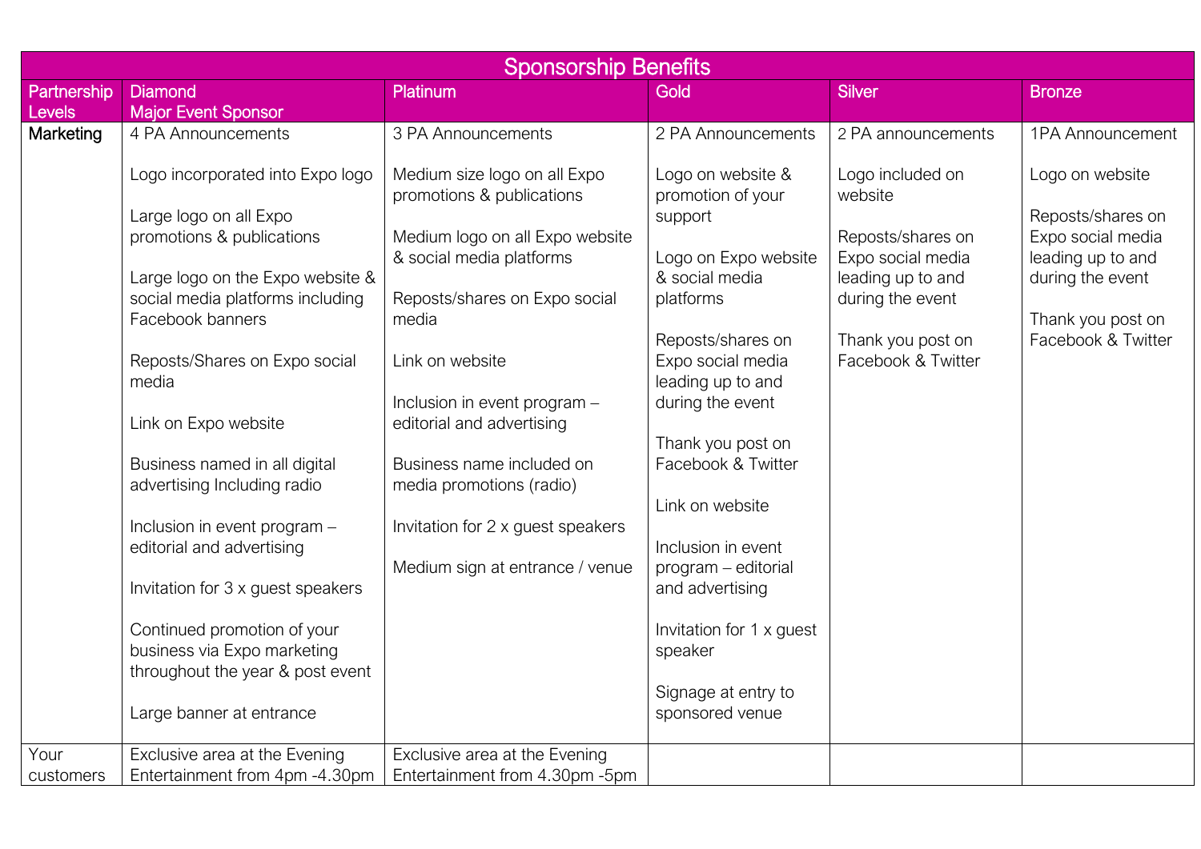| Sponsorship Benefits | | | | | |
|---|---|---|---|---|---|
| Partnership Levels | Diamond<br>Major Event Sponsor | Platinum | Gold | Silver | Bronze |
| Marketing | 4 PA Announcements<br><br>Logo incorporated into Expo logo<br><br>Large logo on all Expo promotions & publications<br><br>Large logo on the Expo website & social media platforms including Facebook banners<br><br>Reposts/Shares on Expo social media<br><br>Link on Expo website<br><br>Business named in all digital advertising Including radio<br><br>Inclusion in event program – editorial and advertising<br><br>Invitation for 3 x guest speakers<br><br>Continued promotion of your business via Expo marketing throughout the year & post event<br><br>Large banner at entrance | 3 PA Announcements<br><br>Medium size logo on all Expo promotions & publications<br><br>Medium logo on all Expo website & social media platforms<br><br>Reposts/shares on Expo social media<br><br>Link on website<br><br>Inclusion in event program – editorial and advertising<br><br>Business name included on media promotions (radio)<br><br>Invitation for 2 x guest speakers<br><br>Medium sign at entrance / venue | 2 PA Announcements<br><br>Logo on website & promotion of your support<br><br>Logo on Expo website & social media platforms<br><br>Reposts/shares on Expo social media leading up to and during the event<br><br>Thank you post on Facebook & Twitter<br><br>Link on website<br><br>Inclusion in event program – editorial and advertising<br><br>Invitation for 1 x guest speaker<br><br>Signage at entry to sponsored venue | 2 PA announcements<br><br>Logo included on website<br><br>Reposts/shares on Expo social media leading up to and during the event<br><br>Thank you post on Facebook & Twitter | 1PA Announcement<br><br>Logo on website<br><br>Reposts/shares on Expo social media leading up to and during the event<br><br>Thank you post on Facebook & Twitter |
| Your customers | Exclusive area at the Evening Entertainment from 4pm -4.30pm | Exclusive area at the Evening Entertainment from 4.30pm -5pm | | | |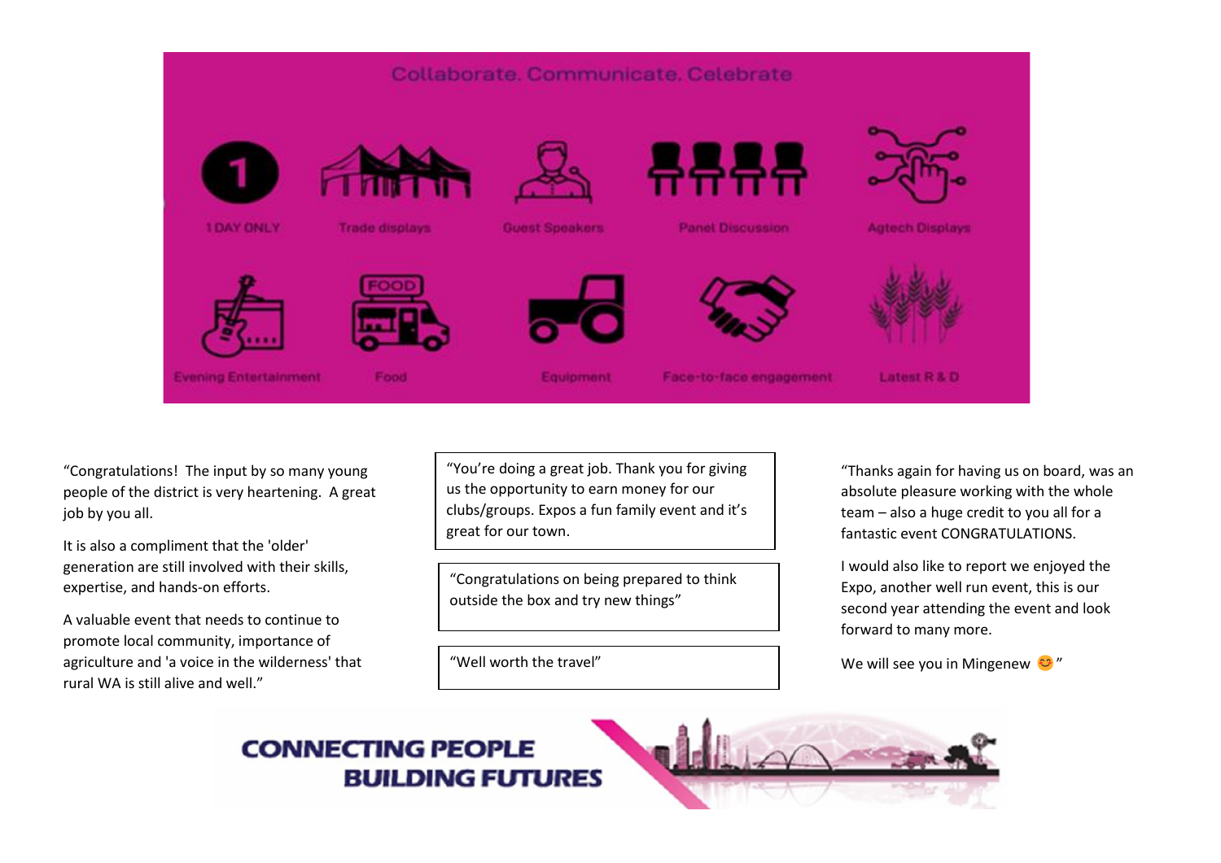Collaborate. Communicate. Celebrate

1 DAY ONLY

Trade displays

Guest Speakers

Panel Discussion

Agtech Displays

Evening Entertainment

Food

Equipment

Face-to-face engagement

Latest R & D

"Congratulations! The input by so many young people of the district is very heartening. A great job by you all.

It is also a compliment that the 'older' generation are still involved with their skills, expertise, and hands-on efforts.

A valuable event that needs to continue to promote local community, importance of agriculture and 'a voice in the wilderness' that rural WA is still alive and well."

"You're doing a great job. Thank you for giving us the opportunity to earn money for our clubs/groups. Expos a fun family event and it's great for our town.

"Congratulations on being prepared to think outside the box and try new things"

"Well worth the travel"

"Thanks again for having us on board, was an absolute pleasure working with the whole team – also a huge credit to you all for a fantastic event CONGRATULATIONS.

I would also like to report we enjoyed the Expo, another well run event, this is our second year attending the event and look forward to many more.

We will see you in Mingenew 😊"

**CONNECTING PEOPLE**
**BUILDING FUTURES**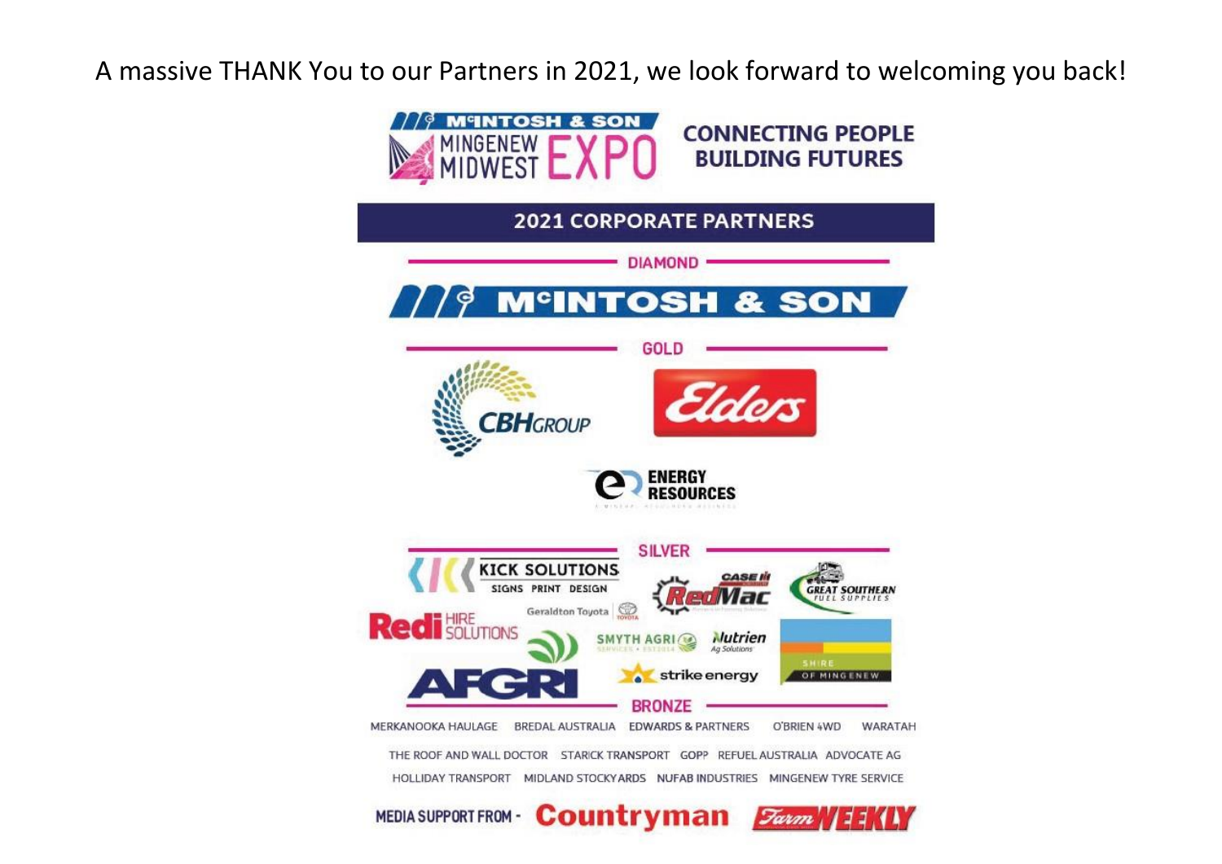A massive THANK You to our Partners in 2021, we look forward to welcoming you back!

McINTOSH & SON MINGENEW MIDWEST EXPO

CONNECTING PEOPLE BUILDING FUTURES

## 2021 CORPORATE PARTNERS

### DIAMOND

McINTOSH & SON

### GOLD

CBH GROUP

Elders

ENERGY RESOURCES

### SILVER

KICK SOLUTIONS SIGNS PRINT DESIGN

CASE IH RedMac

GREAT SOUTHERN FUEL SUPPLIES

Redi HIRE SOLUTIONS

Geraldton Toyota

SMYTH AGRI SERVICES

Nutrien Ag Solutions

SHIRE OF MINGENEW

AFGRI

strike energy

### BRONZE

MERKANOOKA HAULAGE BREDAL AUSTRALIA EDWARDS & PARTNERS O'BRIEN 4WD WARATAH

THE ROOF AND WALL DOCTOR STARICK TRANSPORT GOPP REFUEL AUSTRALIA ADVOCATE AG

HOLLIDAY TRANSPORT MIDLAND STOCKYARDS NUFAB INDUSTRIES MINGENEW TYRE SERVICE

MEDIA SUPPORT FROM - Countryman Farm WEEKLY